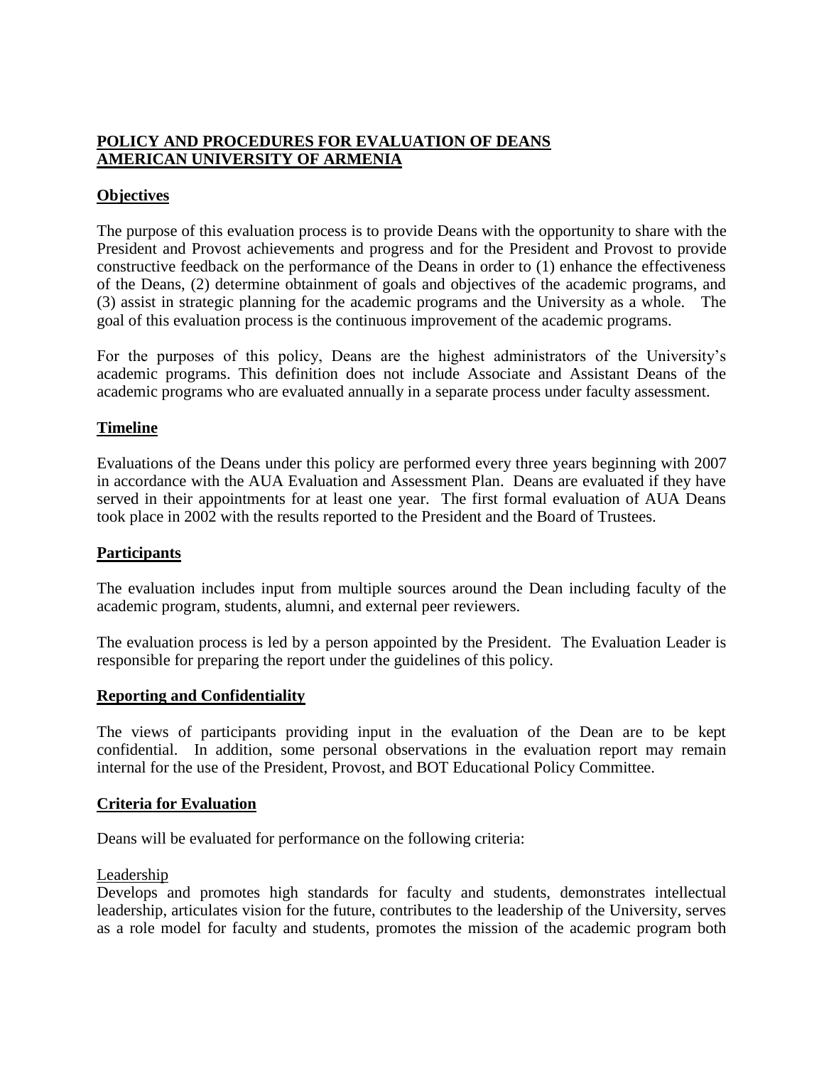# POLICY AND PROCEDURES FOR EVALUATION OF DEANS
# AMERICAN UNIVERSITY OF ARMENIA

## Objectives

The purpose of this evaluation process is to provide Deans with the opportunity to share with the President and Provost achievements and progress and for the President and Provost to provide constructive feedback on the performance of the Deans in order to (1) enhance the effectiveness of the Deans, (2) determine obtainment of goals and objectives of the academic programs, and (3) assist in strategic planning for the academic programs and the University as a whole. The goal of this evaluation process is the continuous improvement of the academic programs.

For the purposes of this policy, Deans are the highest administrators of the University's academic programs. This definition does not include Associate and Assistant Deans of the academic programs who are evaluated annually in a separate process under faculty assessment.

## Timeline

Evaluations of the Deans under this policy are performed every three years beginning with 2007 in accordance with the AUA Evaluation and Assessment Plan. Deans are evaluated if they have served in their appointments for at least one year. The first formal evaluation of AUA Deans took place in 2002 with the results reported to the President and the Board of Trustees.

## Participants

The evaluation includes input from multiple sources around the Dean including faculty of the academic program, students, alumni, and external peer reviewers.

The evaluation process is led by a person appointed by the President. The Evaluation Leader is responsible for preparing the report under the guidelines of this policy.

## Reporting and Confidentiality

The views of participants providing input in the evaluation of the Dean are to be kept confidential. In addition, some personal observations in the evaluation report may remain internal for the use of the President, Provost, and BOT Educational Policy Committee.

## Criteria for Evaluation

Deans will be evaluated for performance on the following criteria:

### Leadership

Develops and promotes high standards for faculty and students, demonstrates intellectual leadership, articulates vision for the future, contributes to the leadership of the University, serves as a role model for faculty and students, promotes the mission of the academic program both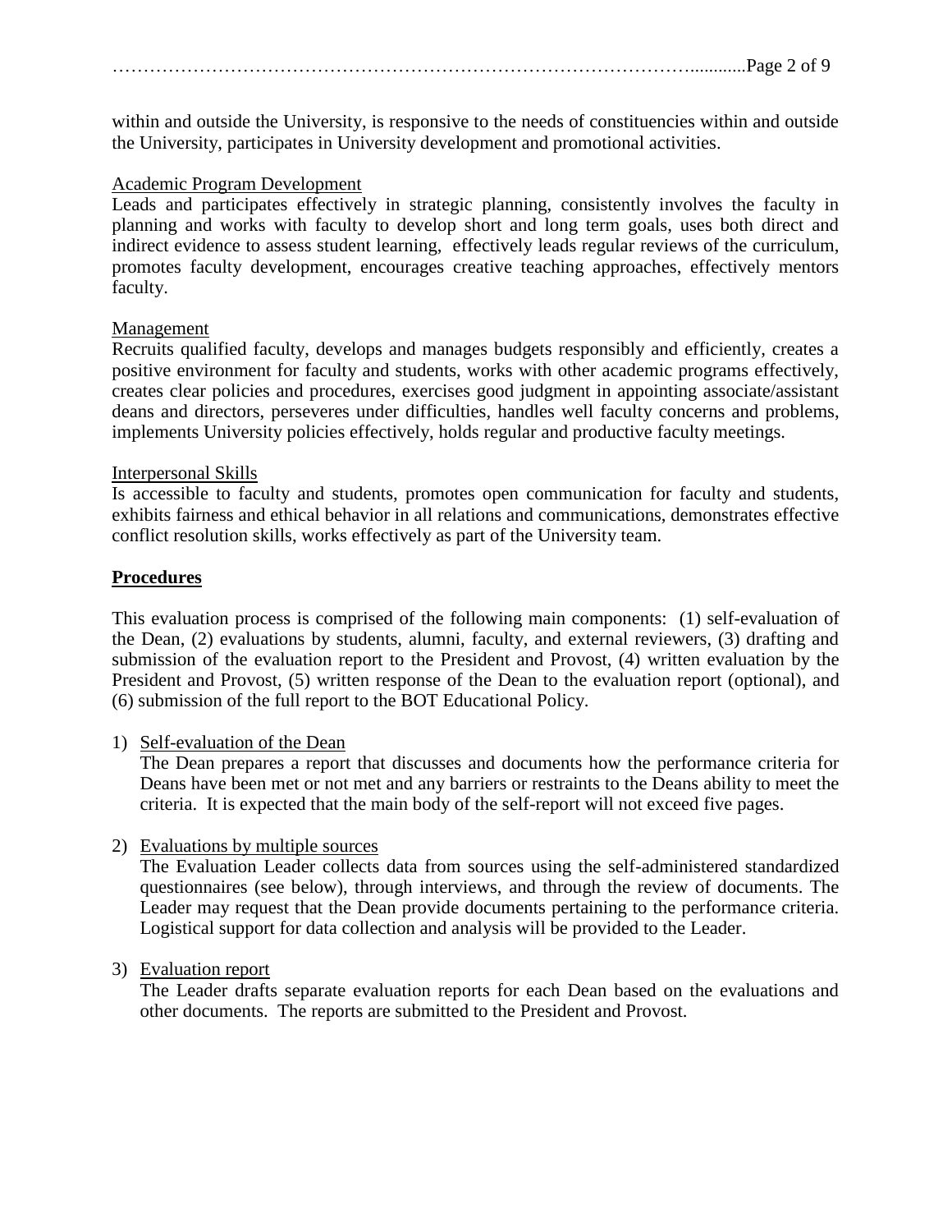within and outside the University, is responsive to the needs of constituencies within and outside the University, participates in University development and promotional activities.

Academic Program Development

Leads and participates effectively in strategic planning, consistently involves the faculty in planning and works with faculty to develop short and long term goals, uses both direct and indirect evidence to assess student learning, effectively leads regular reviews of the curriculum, promotes faculty development, encourages creative teaching approaches, effectively mentors faculty.

Management

Recruits qualified faculty, develops and manages budgets responsibly and efficiently, creates a positive environment for faculty and students, works with other academic programs effectively, creates clear policies and procedures, exercises good judgment in appointing associate/assistant deans and directors, perseveres under difficulties, handles well faculty concerns and problems, implements University policies effectively, holds regular and productive faculty meetings.

Interpersonal Skills

Is accessible to faculty and students, promotes open communication for faculty and students, exhibits fairness and ethical behavior in all relations and communications, demonstrates effective conflict resolution skills, works effectively as part of the University team.

## Procedures

This evaluation process is comprised of the following main components: (1) self-evaluation of the Dean, (2) evaluations by students, alumni, faculty, and external reviewers, (3) drafting and submission of the evaluation report to the President and Provost, (4) written evaluation by the President and Provost, (5) written response of the Dean to the evaluation report (optional), and (6) submission of the full report to the BOT Educational Policy.

1) Self-evaluation of the Dean
   The Dean prepares a report that discusses and documents how the performance criteria for Deans have been met or not met and any barriers or restraints to the Deans ability to meet the criteria. It is expected that the main body of the self-report will not exceed five pages.

2) Evaluations by multiple sources
   The Evaluation Leader collects data from sources using the self-administered standardized questionnaires (see below), through interviews, and through the review of documents. The Leader may request that the Dean provide documents pertaining to the performance criteria. Logistical support for data collection and analysis will be provided to the Leader.

3) Evaluation report
   The Leader drafts separate evaluation reports for each Dean based on the evaluations and other documents. The reports are submitted to the President and Provost.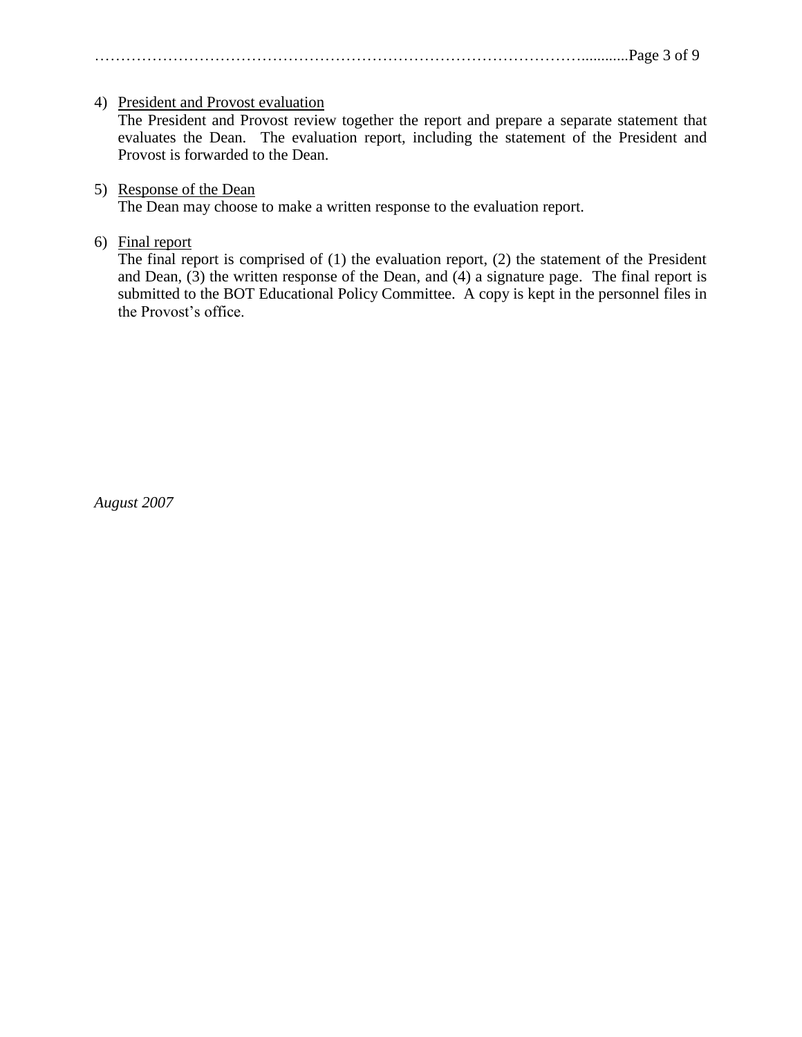4) <u>President and Provost evaluation</u>

   The President and Provost review together the report and prepare a separate statement that evaluates the Dean. The evaluation report, including the statement of the President and Provost is forwarded to the Dean.

5) <u>Response of the Dean</u>

   The Dean may choose to make a written response to the evaluation report.

6) <u>Final report</u>

   The final report is comprised of (1) the evaluation report, (2) the statement of the President and Dean, (3) the written response of the Dean, and (4) a signature page. The final report is submitted to the BOT Educational Policy Committee. A copy is kept in the personnel files in the Provost's office.

*August 2007*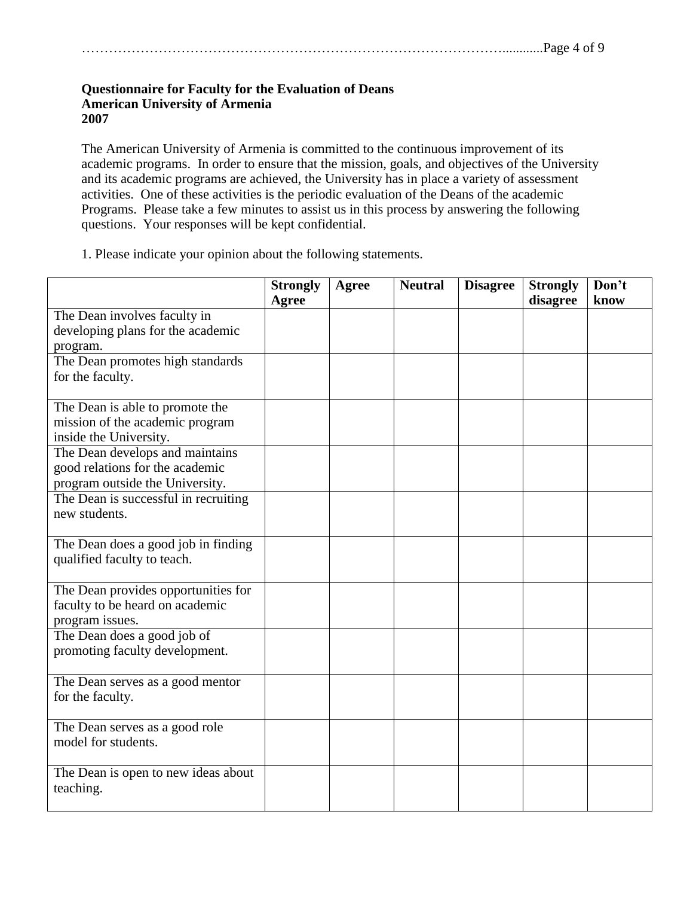**Questionnaire for Faculty for the Evaluation of Deans**
**American University of Armenia**
**2007**

The American University of Armenia is committed to the continuous improvement of its academic programs. In order to ensure that the mission, goals, and objectives of the University and its academic programs are achieved, the University has in place a variety of assessment activities. One of these activities is the periodic evaluation of the Deans of the academic Programs. Please take a few minutes to assist us in this process by answering the following questions. Your responses will be kept confidential.

1. Please indicate your opinion about the following statements.

| | **Strongly Agree** | **Agree** | **Neutral** | **Disagree** | **Strongly disagree** | **Don't know** |
|---|---|---|---|---|---|---|
| The Dean involves faculty in developing plans for the academic program. | | | | | | |
| The Dean promotes high standards for the faculty. | | | | | | |
| The Dean is able to promote the mission of the academic program inside the University. | | | | | | |
| The Dean develops and maintains good relations for the academic program outside the University. | | | | | | |
| The Dean is successful in recruiting new students. | | | | | | |
| The Dean does a good job in finding qualified faculty to teach. | | | | | | |
| The Dean provides opportunities for faculty to be heard on academic program issues. | | | | | | |
| The Dean does a good job of promoting faculty development. | | | | | | |
| The Dean serves as a good mentor for the faculty. | | | | | | |
| The Dean serves as a good role model for students. | | | | | | |
| The Dean is open to new ideas about teaching. | | | | | | |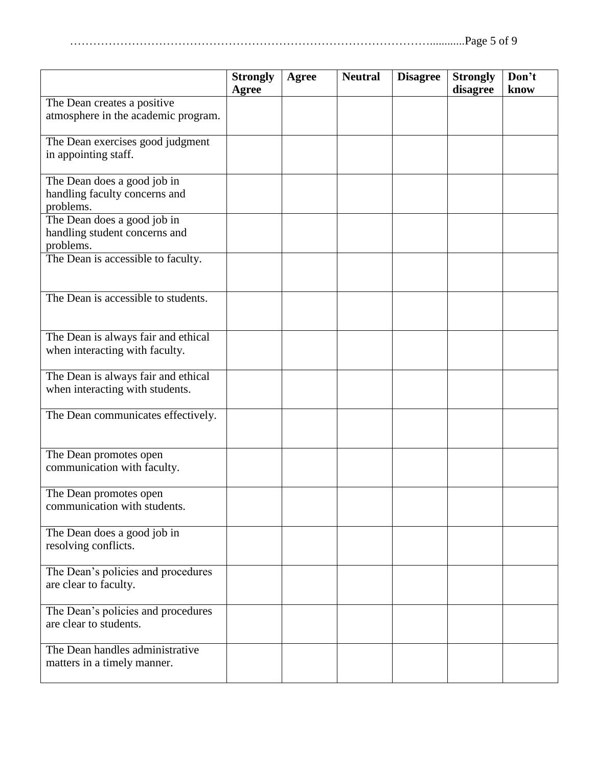| | Strongly Agree | Agree | Neutral | Disagree | Strongly disagree | Don't know |
|---|---|---|---|---|---|---|
| The Dean creates a positive atmosphere in the academic program. | | | | | | |
| The Dean exercises good judgment in appointing staff. | | | | | | |
| The Dean does a good job in handling faculty concerns and problems. | | | | | | |
| The Dean does a good job in handling student concerns and problems. | | | | | | |
| The Dean is accessible to faculty. | | | | | | |
| The Dean is accessible to students. | | | | | | |
| The Dean is always fair and ethical when interacting with faculty. | | | | | | |
| The Dean is always fair and ethical when interacting with students. | | | | | | |
| The Dean communicates effectively. | | | | | | |
| The Dean promotes open communication with faculty. | | | | | | |
| The Dean promotes open communication with students. | | | | | | |
| The Dean does a good job in resolving conflicts. | | | | | | |
| The Dean's policies and procedures are clear to faculty. | | | | | | |
| The Dean's policies and procedures are clear to students. | | | | | | |
| The Dean handles administrative matters in a timely manner. | | | | | | |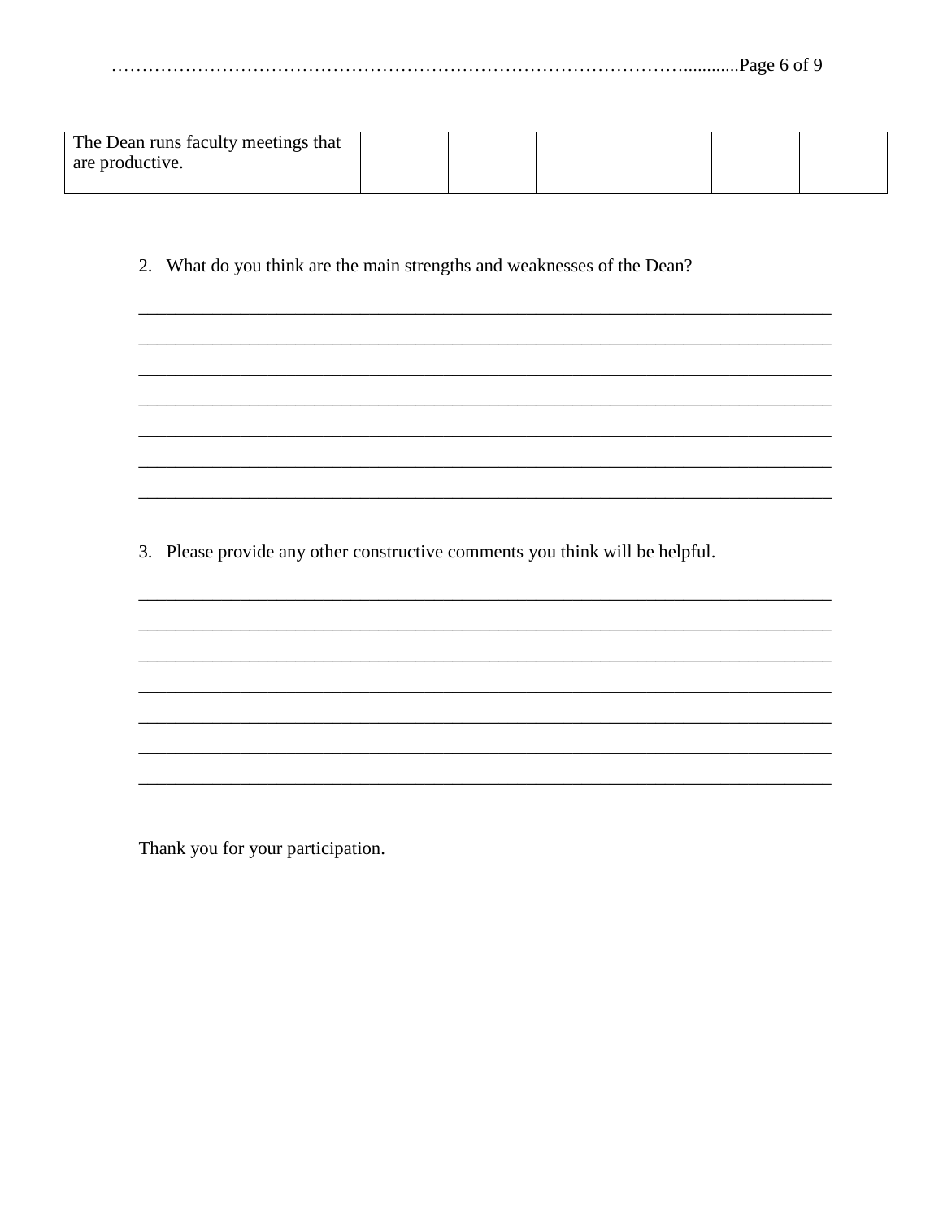| The Dean runs faculty meetings that are productive. | | | | | | |
|---|---|---|---|---|---|---|

2. What do you think are the main strengths and weaknesses of the Dean?

_____________________________________________________________________________

_____________________________________________________________________________

_____________________________________________________________________________

_____________________________________________________________________________

_____________________________________________________________________________

_____________________________________________________________________________

_____________________________________________________________________________

3. Please provide any other constructive comments you think will be helpful.

_____________________________________________________________________________

_____________________________________________________________________________

_____________________________________________________________________________

_____________________________________________________________________________

_____________________________________________________________________________

_____________________________________________________________________________

_____________________________________________________________________________

Thank you for your participation.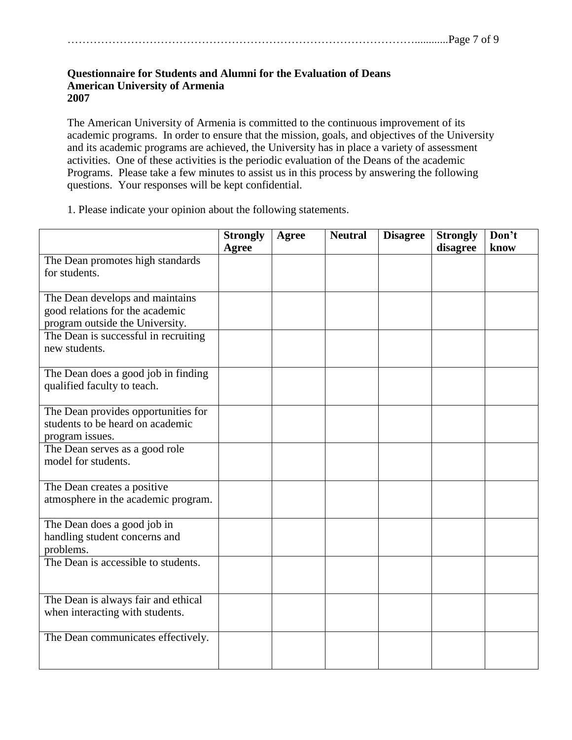**Questionnaire for Students and Alumni for the Evaluation of Deans**
**American University of Armenia**
**2007**

The American University of Armenia is committed to the continuous improvement of its academic programs. In order to ensure that the mission, goals, and objectives of the University and its academic programs are achieved, the University has in place a variety of assessment activities. One of these activities is the periodic evaluation of the Deans of the academic Programs. Please take a few minutes to assist us in this process by answering the following questions. Your responses will be kept confidential.

1. Please indicate your opinion about the following statements.

| | Strongly Agree | Agree | Neutral | Disagree | Strongly disagree | Don't know |
|---|---|---|---|---|---|---|
| The Dean promotes high standards for students. | | | | | | |
| The Dean develops and maintains good relations for the academic program outside the University. | | | | | | |
| The Dean is successful in recruiting new students. | | | | | | |
| The Dean does a good job in finding qualified faculty to teach. | | | | | | |
| The Dean provides opportunities for students to be heard on academic program issues. | | | | | | |
| The Dean serves as a good role model for students. | | | | | | |
| The Dean creates a positive atmosphere in the academic program. | | | | | | |
| The Dean does a good job in handling student concerns and problems. | | | | | | |
| The Dean is accessible to students. | | | | | | |
| The Dean is always fair and ethical when interacting with students. | | | | | | |
| The Dean communicates effectively. | | | | | | |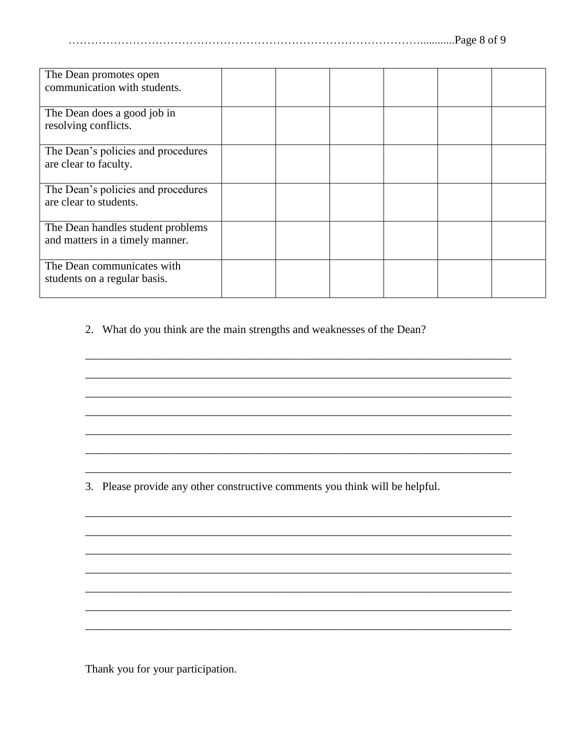| The Dean promotes open communication with students. | | | | | | |
|---|---|---|---|---|---|---|
| The Dean does a good job in resolving conflicts. | | | | | | |
| The Dean’s policies and procedures are clear to faculty. | | | | | | |
| The Dean’s policies and procedures are clear to students. | | | | | | |
| The Dean handles student problems and matters in a timely manner. | | | | | | |
| The Dean communicates with students on a regular basis. | | | | | | |

2. What do you think are the main strengths and weaknesses of the Dean?

_______________________________________________________________________________
_______________________________________________________________________________
_______________________________________________________________________________
_______________________________________________________________________________
_______________________________________________________________________________
_______________________________________________________________________________
_______________________________________________________________________________

3. Please provide any other constructive comments you think will be helpful.

_______________________________________________________________________________
_______________________________________________________________________________
_______________________________________________________________________________
_______________________________________________________________________________
_______________________________________________________________________________
_______________________________________________________________________________
_______________________________________________________________________________

Thank you for your participation.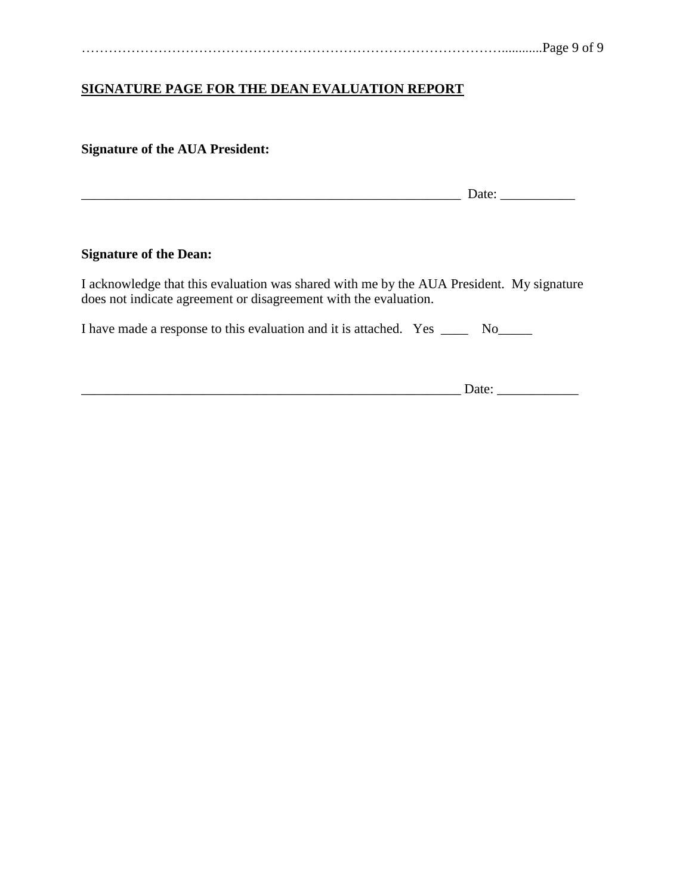**<u>SIGNATURE PAGE FOR THE DEAN EVALUATION REPORT</u>**

**Signature of the AUA President:**

___________________________________________________________ Date: ___________

**Signature of the Dean:**

I acknowledge that this evaluation was shared with me by the AUA President. My signature does not indicate agreement or disagreement with the evaluation.

I have made a response to this evaluation and it is attached. Yes ____ No_____

___________________________________________________________ Date: ____________